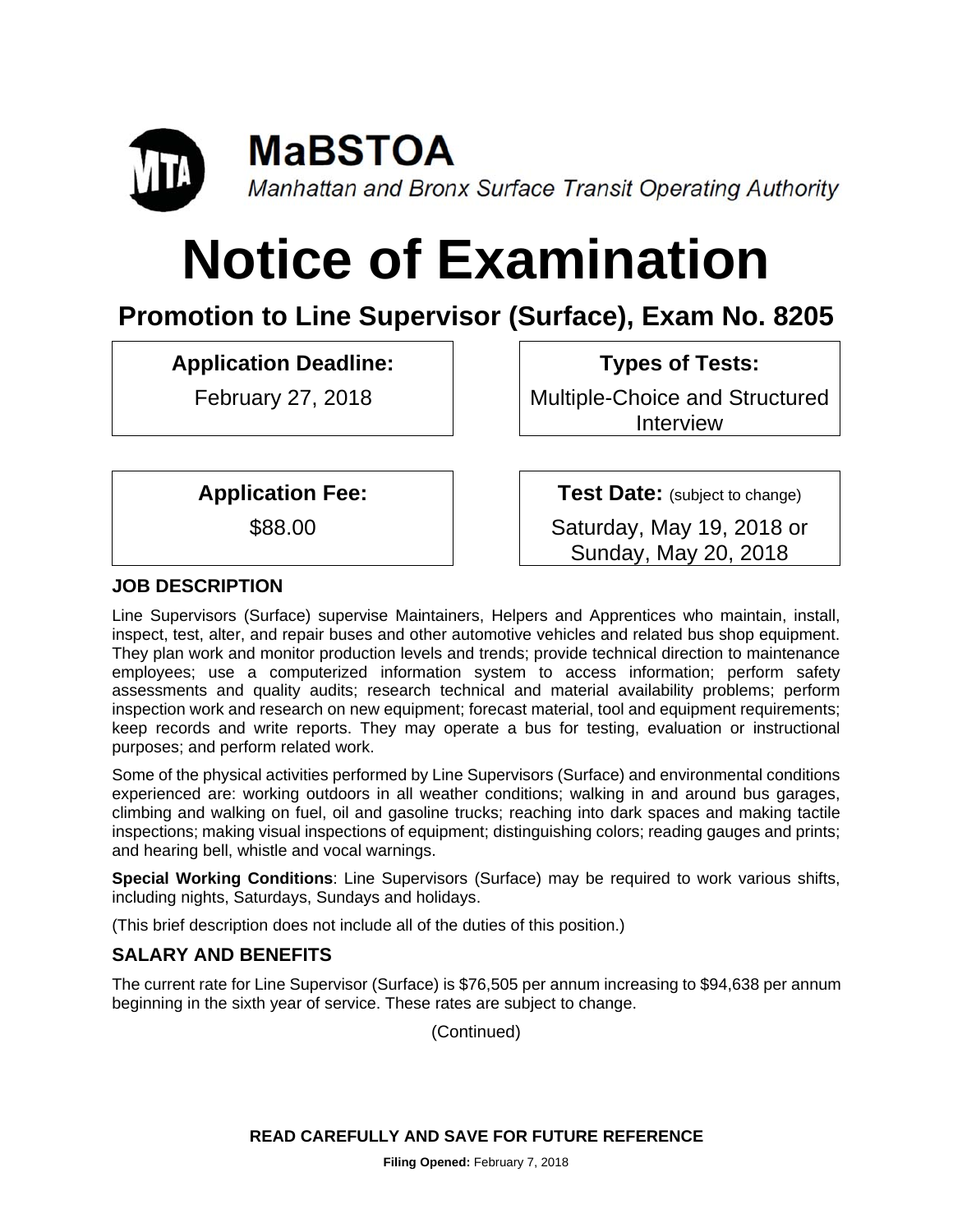# MaBSTOA

*Manhattan and Bronx Surface Transit Operating Authority*

# Notice of Examination

## Promotion to Line Supervisor (Surface), Exam No. 8205

**Application Deadline:**

February 27, 2018

**Types of Tests:**

Multiple-Choice and Structured Interview

**Application Fee:**

$88.00

**Test Date:** (subject to change)

Saturday, May 19, 2018 or Sunday, May 20, 2018

### JOB DESCRIPTION

Line Supervisors (Surface) supervise Maintainers, Helpers and Apprentices who maintain, install, inspect, test, alter, and repair buses and other automotive vehicles and related bus shop equipment. They plan work and monitor production levels and trends; provide technical direction to maintenance employees; use a computerized information system to access information; perform safety assessments and quality audits; research technical and material availability problems; perform inspection work and research on new equipment; forecast material, tool and equipment requirements; keep records and write reports. They may operate a bus for testing, evaluation or instructional purposes; and perform related work.

Some of the physical activities performed by Line Supervisors (Surface) and environmental conditions experienced are: working outdoors in all weather conditions; walking in and around bus garages, climbing and walking on fuel, oil and gasoline trucks; reaching into dark spaces and making tactile inspections; making visual inspections of equipment; distinguishing colors; reading gauges and prints; and hearing bell, whistle and vocal warnings.

**Special Working Conditions**: Line Supervisors (Surface) may be required to work various shifts, including nights, Saturdays, Sundays and holidays.

(This brief description does not include all of the duties of this position.)

### SALARY AND BENEFITS

The current rate for Line Supervisor (Surface) is $76,505 per annum increasing to $94,638 per annum beginning in the sixth year of service. These rates are subject to change.

(Continued)

**READ CAREFULLY AND SAVE FOR FUTURE REFERENCE**

**Filing Opened:** February 7, 2018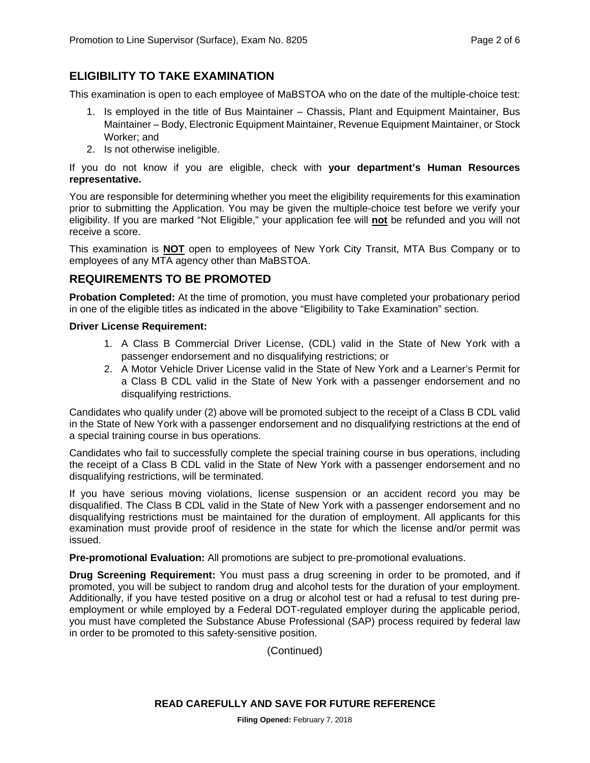## ELIGIBILITY TO TAKE EXAMINATION

This examination is open to each employee of MaBSTOA who on the date of the multiple-choice test:

1. Is employed in the title of Bus Maintainer – Chassis, Plant and Equipment Maintainer, Bus Maintainer – Body, Electronic Equipment Maintainer, Revenue Equipment Maintainer, or Stock Worker; and
2. Is not otherwise ineligible.

If you do not know if you are eligible, check with **your department's Human Resources representative.**

You are responsible for determining whether you meet the eligibility requirements for this examination prior to submitting the Application. You may be given the multiple-choice test before we verify your eligibility. If you are marked "Not Eligible," your application fee will **not** be refunded and you will not receive a score.

This examination is **NOT** open to employees of New York City Transit, MTA Bus Company or to employees of any MTA agency other than MaBSTOA.

## REQUIREMENTS TO BE PROMOTED

**Probation Completed:** At the time of promotion, you must have completed your probationary period in one of the eligible titles as indicated in the above "Eligibility to Take Examination" section.

**Driver License Requirement:**

1. A Class B Commercial Driver License, (CDL) valid in the State of New York with a passenger endorsement and no disqualifying restrictions; or
2. A Motor Vehicle Driver License valid in the State of New York and a Learner's Permit for a Class B CDL valid in the State of New York with a passenger endorsement and no disqualifying restrictions.

Candidates who qualify under (2) above will be promoted subject to the receipt of a Class B CDL valid in the State of New York with a passenger endorsement and no disqualifying restrictions at the end of a special training course in bus operations.

Candidates who fail to successfully complete the special training course in bus operations, including the receipt of a Class B CDL valid in the State of New York with a passenger endorsement and no disqualifying restrictions, will be terminated.

If you have serious moving violations, license suspension or an accident record you may be disqualified. The Class B CDL valid in the State of New York with a passenger endorsement and no disqualifying restrictions must be maintained for the duration of employment. All applicants for this examination must provide proof of residence in the state for which the license and/or permit was issued.

**Pre-promotional Evaluation:** All promotions are subject to pre-promotional evaluations.

**Drug Screening Requirement:** You must pass a drug screening in order to be promoted, and if promoted, you will be subject to random drug and alcohol tests for the duration of your employment. Additionally, if you have tested positive on a drug or alcohol test or had a refusal to test during pre-employment or while employed by a Federal DOT-regulated employer during the applicable period, you must have completed the Substance Abuse Professional (SAP) process required by federal law in order to be promoted to this safety-sensitive position.

(Continued)

**READ CAREFULLY AND SAVE FOR FUTURE REFERENCE**

**Filing Opened:** February 7, 2018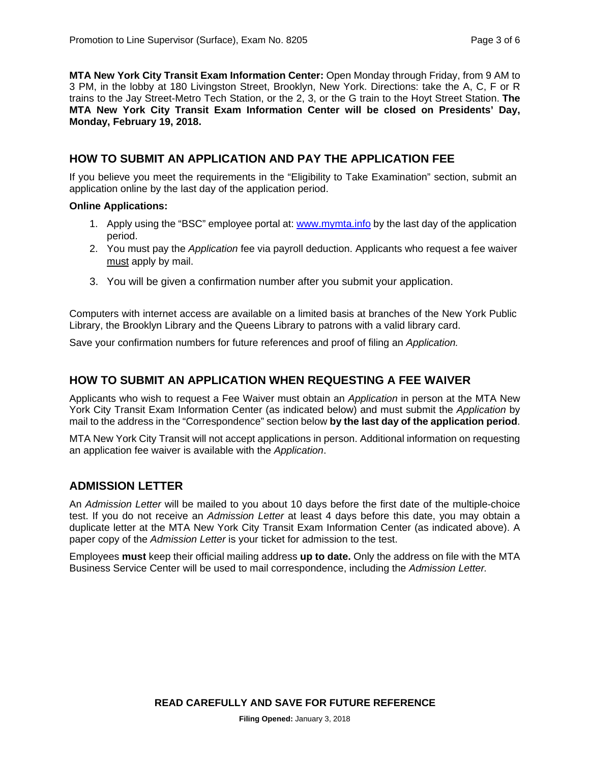**MTA New York City Transit Exam Information Center:** Open Monday through Friday, from 9 AM to 3 PM, in the lobby at 180 Livingston Street, Brooklyn, New York. Directions: take the A, C, F or R trains to the Jay Street-Metro Tech Station, or the 2, 3, or the G train to the Hoyt Street Station. **The MTA New York City Transit Exam Information Center will be closed on Presidents' Day, Monday, February 19, 2018.**

## HOW TO SUBMIT AN APPLICATION AND PAY THE APPLICATION FEE

If you believe you meet the requirements in the "Eligibility to Take Examination" section, submit an application online by the last day of the application period.

**Online Applications:**

1. Apply using the "BSC" employee portal at: www.mymta.info by the last day of the application period.
2. You must pay the *Application* fee via payroll deduction. Applicants who request a fee waiver must apply by mail.
3. You will be given a confirmation number after you submit your application.

Computers with internet access are available on a limited basis at branches of the New York Public Library, the Brooklyn Library and the Queens Library to patrons with a valid library card.

Save your confirmation numbers for future references and proof of filing an *Application.*

## HOW TO SUBMIT AN APPLICATION WHEN REQUESTING A FEE WAIVER

Applicants who wish to request a Fee Waiver must obtain an *Application* in person at the MTA New York City Transit Exam Information Center (as indicated below) and must submit the *Application* by mail to the address in the "Correspondence" section below **by the last day of the application period**.

MTA New York City Transit will not accept applications in person. Additional information on requesting an application fee waiver is available with the *Application*.

## ADMISSION LETTER

An *Admission Letter* will be mailed to you about 10 days before the first date of the multiple-choice test. If you do not receive an *Admission Letter* at least 4 days before this date, you may obtain a duplicate letter at the MTA New York City Transit Exam Information Center (as indicated above). A paper copy of the *Admission Letter* is your ticket for admission to the test.

Employees **must** keep their official mailing address **up to date.** Only the address on file with the MTA Business Service Center will be used to mail correspondence, including the *Admission Letter.*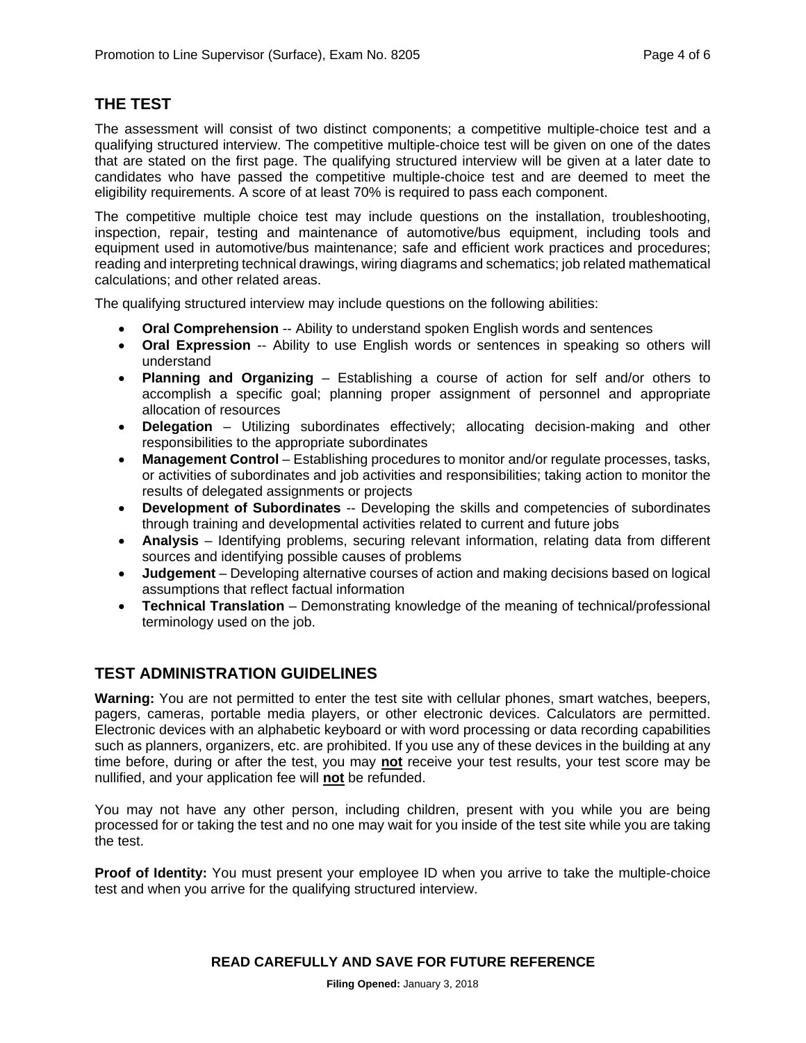## THE TEST

The assessment will consist of two distinct components; a competitive multiple-choice test and a qualifying structured interview. The competitive multiple-choice test will be given on one of the dates that are stated on the first page. The qualifying structured interview will be given at a later date to candidates who have passed the competitive multiple-choice test and are deemed to meet the eligibility requirements. A score of at least 70% is required to pass each component.

The competitive multiple choice test may include questions on the installation, troubleshooting, inspection, repair, testing and maintenance of automotive/bus equipment, including tools and equipment used in automotive/bus maintenance; safe and efficient work practices and procedures; reading and interpreting technical drawings, wiring diagrams and schematics; job related mathematical calculations; and other related areas.

The qualifying structured interview may include questions on the following abilities:

- **Oral Comprehension** -- Ability to understand spoken English words and sentences
- **Oral Expression** -- Ability to use English words or sentences in speaking so others will understand
- **Planning and Organizing** – Establishing a course of action for self and/or others to accomplish a specific goal; planning proper assignment of personnel and appropriate allocation of resources
- **Delegation** – Utilizing subordinates effectively; allocating decision-making and other responsibilities to the appropriate subordinates
- **Management Control** – Establishing procedures to monitor and/or regulate processes, tasks, or activities of subordinates and job activities and responsibilities; taking action to monitor the results of delegated assignments or projects
- **Development of Subordinates** -- Developing the skills and competencies of subordinates through training and developmental activities related to current and future jobs
- **Analysis** – Identifying problems, securing relevant information, relating data from different sources and identifying possible causes of problems
- **Judgement** – Developing alternative courses of action and making decisions based on logical assumptions that reflect factual information
- **Technical Translation** – Demonstrating knowledge of the meaning of technical/professional terminology used on the job.

## TEST ADMINISTRATION GUIDELINES

**Warning:** You are not permitted to enter the test site with cellular phones, smart watches, beepers, pagers, cameras, portable media players, or other electronic devices. Calculators are permitted. Electronic devices with an alphabetic keyboard or with word processing or data recording capabilities such as planners, organizers, etc. are prohibited. If you use any of these devices in the building at any time before, during or after the test, you may **not** receive your test results, your test score may be nullified, and your application fee will **not** be refunded.

You may not have any other person, including children, present with you while you are being processed for or taking the test and no one may wait for you inside of the test site while you are taking the test.

**Proof of Identity:** You must present your employee ID when you arrive to take the multiple-choice test and when you arrive for the qualifying structured interview.

**READ CAREFULLY AND SAVE FOR FUTURE REFERENCE**

**Filing Opened:** January 3, 2018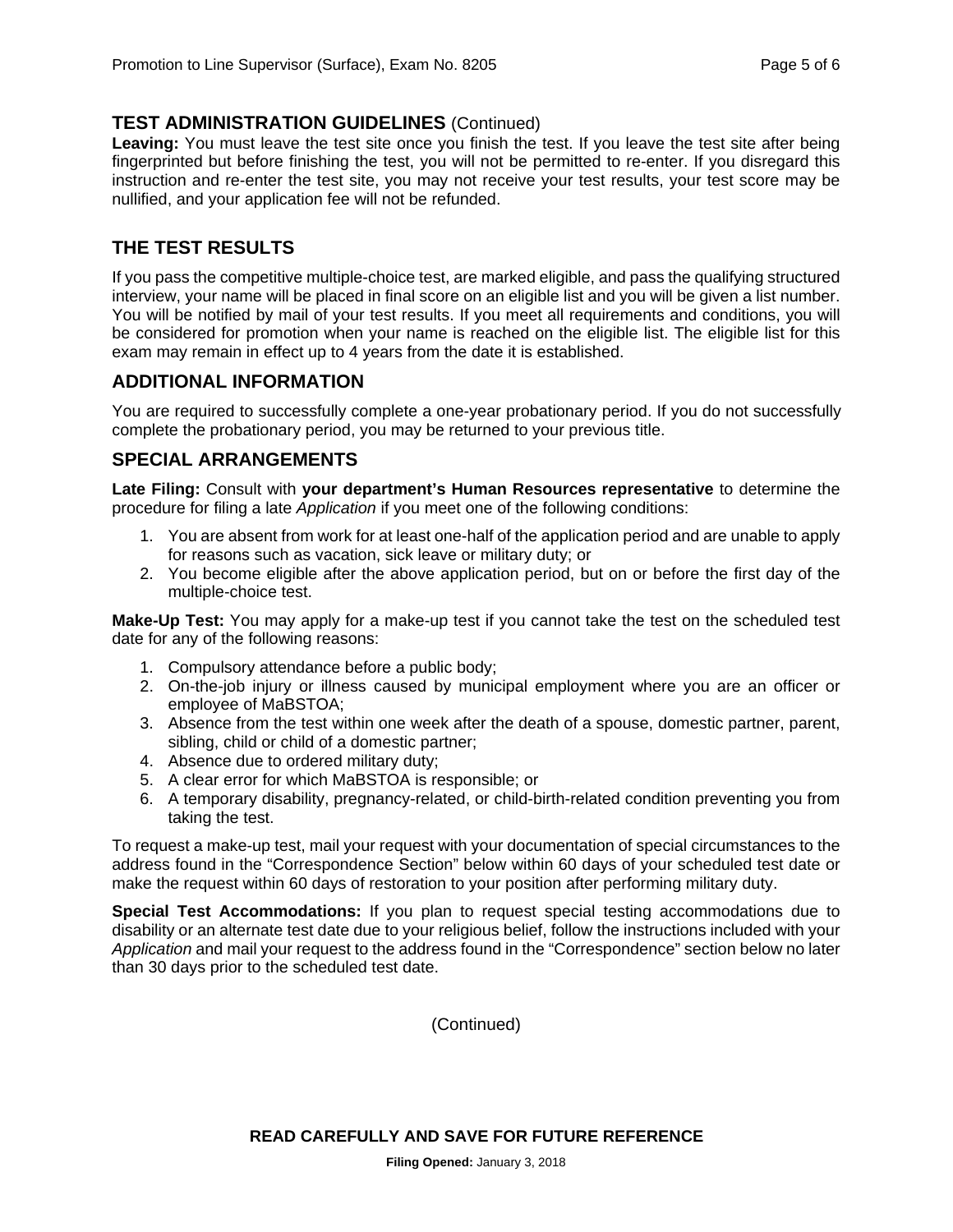## TEST ADMINISTRATION GUIDELINES (Continued)

**Leaving:** You must leave the test site once you finish the test. If you leave the test site after being fingerprinted but before finishing the test, you will not be permitted to re-enter. If you disregard this instruction and re-enter the test site, you may not receive your test results, your test score may be nullified, and your application fee will not be refunded.

## THE TEST RESULTS

If you pass the competitive multiple-choice test, are marked eligible, and pass the qualifying structured interview, your name will be placed in final score on an eligible list and you will be given a list number. You will be notified by mail of your test results. If you meet all requirements and conditions, you will be considered for promotion when your name is reached on the eligible list. The eligible list for this exam may remain in effect up to 4 years from the date it is established.

## ADDITIONAL INFORMATION

You are required to successfully complete a one-year probationary period. If you do not successfully complete the probationary period, you may be returned to your previous title.

## SPECIAL ARRANGEMENTS

**Late Filing:** Consult with **your department's Human Resources representative** to determine the procedure for filing a late *Application* if you meet one of the following conditions:

1. You are absent from work for at least one-half of the application period and are unable to apply for reasons such as vacation, sick leave or military duty; or
2. You become eligible after the above application period, but on or before the first day of the multiple-choice test.

**Make-Up Test:** You may apply for a make-up test if you cannot take the test on the scheduled test date for any of the following reasons:

1. Compulsory attendance before a public body;
2. On-the-job injury or illness caused by municipal employment where you are an officer or employee of MaBSTOA;
3. Absence from the test within one week after the death of a spouse, domestic partner, parent, sibling, child or child of a domestic partner;
4. Absence due to ordered military duty;
5. A clear error for which MaBSTOA is responsible; or
6. A temporary disability, pregnancy-related, or child-birth-related condition preventing you from taking the test.

To request a make-up test, mail your request with your documentation of special circumstances to the address found in the "Correspondence Section" below within 60 days of your scheduled test date or make the request within 60 days of restoration to your position after performing military duty.

**Special Test Accommodations:** If you plan to request special testing accommodations due to disability or an alternate test date due to your religious belief, follow the instructions included with your *Application* and mail your request to the address found in the "Correspondence" section below no later than 30 days prior to the scheduled test date.

(Continued)

**READ CAREFULLY AND SAVE FOR FUTURE REFERENCE**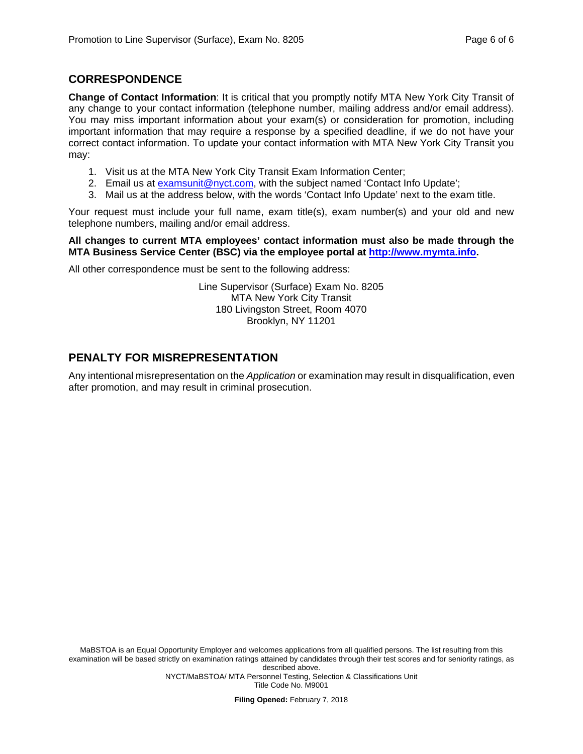## CORRESPONDENCE

**Change of Contact Information**: It is critical that you promptly notify MTA New York City Transit of any change to your contact information (telephone number, mailing address and/or email address). You may miss important information about your exam(s) or consideration for promotion, including important information that may require a response by a specified deadline, if we do not have your correct contact information. To update your contact information with MTA New York City Transit you may:

1. Visit us at the MTA New York City Transit Exam Information Center;
2. Email us at examsunit@nyct.com, with the subject named 'Contact Info Update';
3. Mail us at the address below, with the words 'Contact Info Update' next to the exam title.

Your request must include your full name, exam title(s), exam number(s) and your old and new telephone numbers, mailing and/or email address.

**All changes to current MTA employees' contact information must also be made through the MTA Business Service Center (BSC) via the employee portal at http://www.mymta.info.**

All other correspondence must be sent to the following address:

Line Supervisor (Surface) Exam No. 8205
MTA New York City Transit
180 Livingston Street, Room 4070
Brooklyn, NY 11201

## PENALTY FOR MISREPRESENTATION

Any intentional misrepresentation on the *Application* or examination may result in disqualification, even after promotion, and may result in criminal prosecution.

MaBSTOA is an Equal Opportunity Employer and welcomes applications from all qualified persons. The list resulting from this examination will be based strictly on examination ratings attained by candidates through their test scores and for seniority ratings, as described above.
NYCT/MaBSTOA/ MTA Personnel Testing, Selection & Classifications Unit
Title Code No. M9001

**Filing Opened:** February 7, 2018